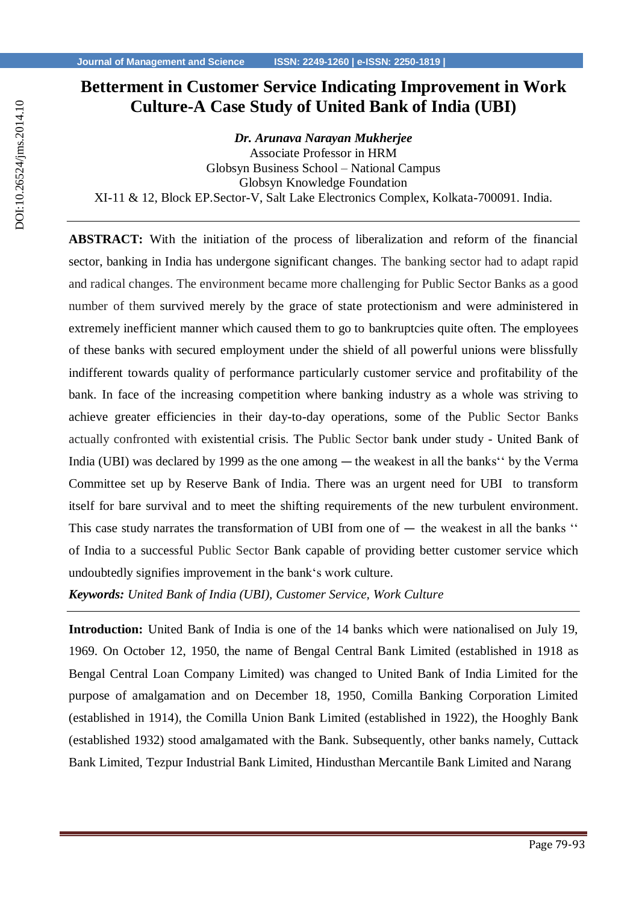# Betterment in Customer Service Indicating Improvement in Work Culture-A Case Study of United Bank of India (UBI)

***Dr. Arunava Narayan Mukherjee***
Associate Professor in HRM
Globsyn Business School – National Campus
Globsyn Knowledge Foundation
XI-11 & 12, Block EP.Sector-V, Salt Lake Electronics Complex, Kolkata-700091. India.

---

**ABSTRACT:** With the initiation of the process of liberalization and reform of the financial sector, banking in India has undergone significant changes. The banking sector had to adapt rapid and radical changes. The environment became more challenging for Public Sector Banks as a good number of them survived merely by the grace of state protectionism and were administered in extremely inefficient manner which caused them to go to bankruptcies quite often. The employees of these banks with secured employment under the shield of all powerful unions were blissfully indifferent towards quality of performance particularly customer service and profitability of the bank. In face of the increasing competition where banking industry as a whole was striving to achieve greater efficiencies in their day-to-day operations, some of the Public Sector Banks actually confronted with existential crisis. The Public Sector bank under study - United Bank of India (UBI) was declared by 1999 as the one among ―the weakest in all the banks�39;‘ by the Verma Committee set up by Reserve Bank of India. There was an urgent need for UBI to transform itself for bare survival and to meet the shifting requirements of the new turbulent environment. This case study narrates the transformation of UBI from one of ― the weakest in all the banks ‘‘ of India to a successful Public Sector Bank capable of providing better customer service which undoubtedly signifies improvement in the bank‘s work culture.

***Keywords:*** *United Bank of India (UBI), Customer Service, Work Culture*

---

**Introduction:** United Bank of India is one of the 14 banks which were nationalised on July 19, 1969. On October 12, 1950, the name of Bengal Central Bank Limited (established in 1918 as Bengal Central Loan Company Limited) was changed to United Bank of India Limited for the purpose of amalgamation and on December 18, 1950, Comilla Banking Corporation Limited (established in 1914), the Comilla Union Bank Limited (established in 1922), the Hooghly Bank (established 1932) stood amalgamated with the Bank. Subsequently, other banks namely, Cuttack Bank Limited, Tezpur Industrial Bank Limited, Hindusthan Mercantile Bank Limited and Narang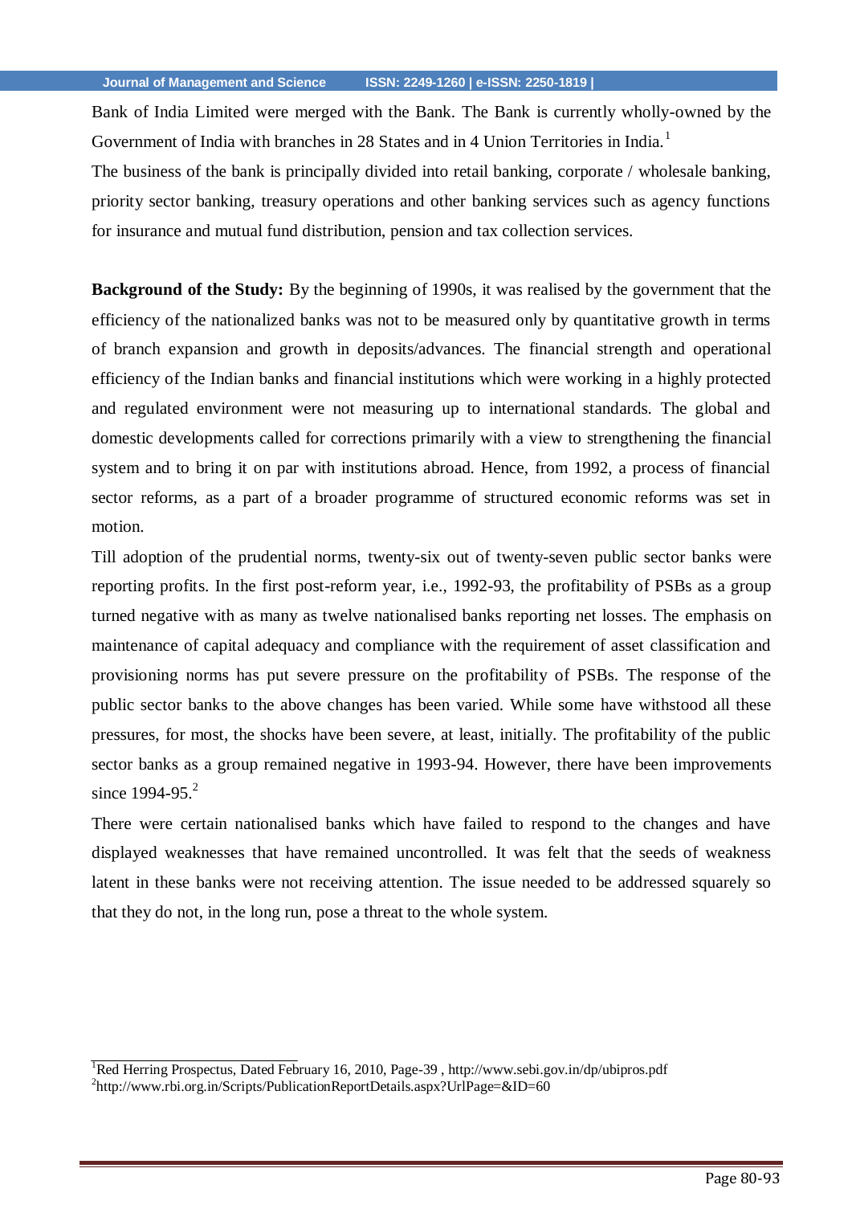Bank of India Limited were merged with the Bank. The Bank is currently wholly-owned by the Government of India with branches in 28 States and in 4 Union Territories in India.[1]

The business of the bank is principally divided into retail banking, corporate / wholesale banking, priority sector banking, treasury operations and other banking services such as agency functions for insurance and mutual fund distribution, pension and tax collection services.

**Background of the Study:** By the beginning of 1990s, it was realised by the government that the efficiency of the nationalized banks was not to be measured only by quantitative growth in terms of branch expansion and growth in deposits/advances. The financial strength and operational efficiency of the Indian banks and financial institutions which were working in a highly protected and regulated environment were not measuring up to international standards. The global and domestic developments called for corrections primarily with a view to strengthening the financial system and to bring it on par with institutions abroad. Hence, from 1992, a process of financial sector reforms, as a part of a broader programme of structured economic reforms was set in motion.

Till adoption of the prudential norms, twenty-six out of twenty-seven public sector banks were reporting profits. In the first post-reform year, i.e., 1992-93, the profitability of PSBs as a group turned negative with as many as twelve nationalised banks reporting net losses. The emphasis on maintenance of capital adequacy and compliance with the requirement of asset classification and provisioning norms has put severe pressure on the profitability of PSBs. The response of the public sector banks to the above changes has been varied. While some have withstood all these pressures, for most, the shocks have been severe, at least, initially. The profitability of the public sector banks as a group remained negative in 1993-94. However, there have been improvements since 1994-95.[2]

There were certain nationalised banks which have failed to respond to the changes and have displayed weaknesses that have remained uncontrolled. It was felt that the seeds of weakness latent in these banks were not receiving attention. The issue needed to be addressed squarely so that they do not, in the long run, pose a threat to the whole system.

---

[1] Red Herring Prospectus, Dated February 16, 2010, Page-39 , http://www.sebi.gov.in/dp/ubipros.pdf

[2] http://www.rbi.org.in/Scripts/PublicationReportDetails.aspx?UrlPage=&ID=60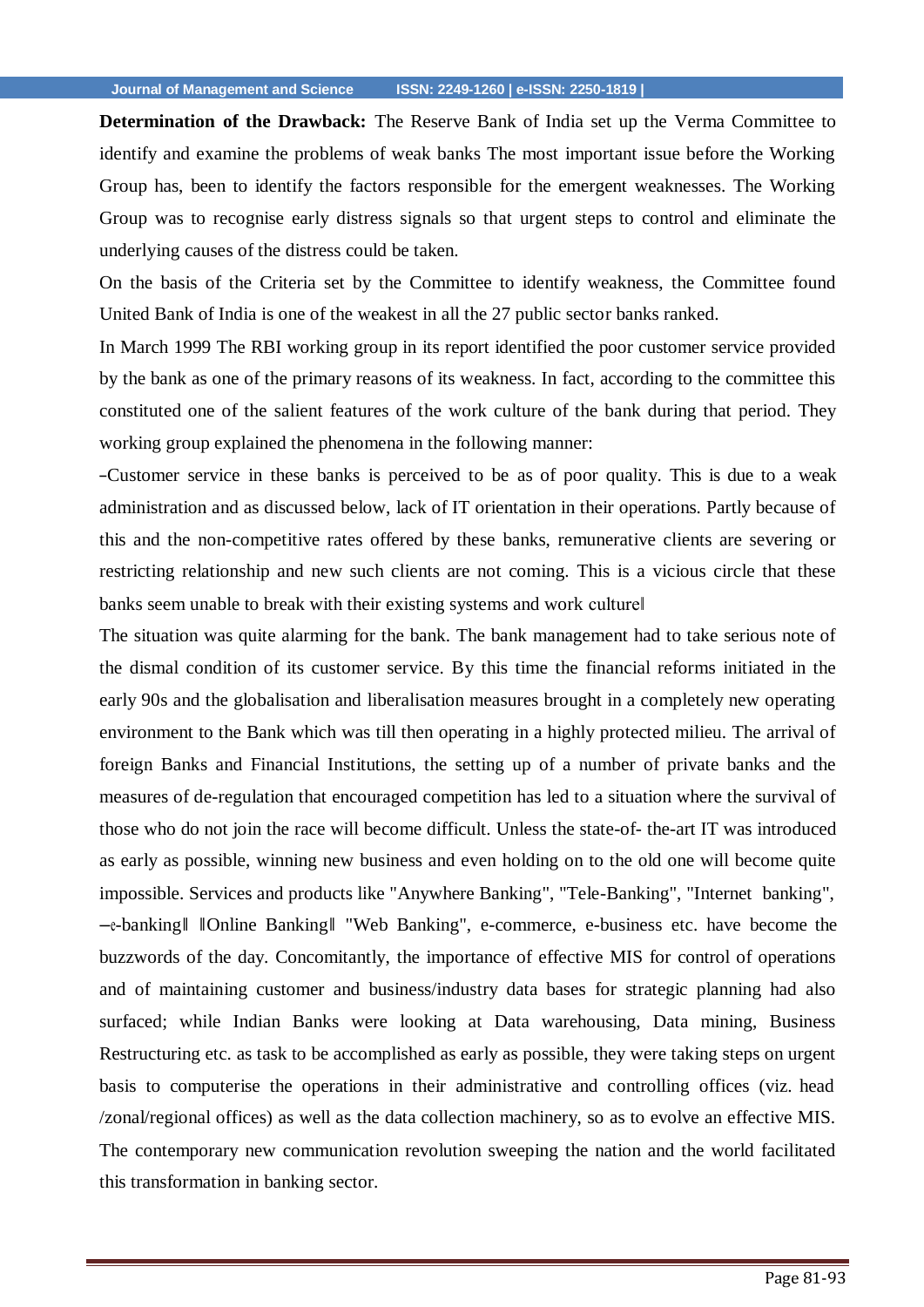**Determination of the Drawback:** The Reserve Bank of India set up the Verma Committee to identify and examine the problems of weak banks The most important issue before the Working Group has, been to identify the factors responsible for the emergent weaknesses. The Working Group was to recognise early distress signals so that urgent steps to control and eliminate the underlying causes of the distress could be taken.

On the basis of the Criteria set by the Committee to identify weakness, the Committee found United Bank of India is one of the weakest in all the 27 public sector banks ranked.

In March 1999 The RBI working group in its report identified the poor customer service provided by the bank as one of the primary reasons of its weakness. In fact, according to the committee this constituted one of the salient features of the work culture of the bank during that period. They working group explained the phenomena in the following manner:

–Customer service in these banks is perceived to be as of poor quality. This is due to a weak administration and as discussed below, lack of IT orientation in their operations. Partly because of this and the non-competitive rates offered by these banks, remunerative clients are severing or restricting relationship and new such clients are not coming. This is a vicious circle that these banks seem unable to break with their existing systems and work culture‖

The situation was quite alarming for the bank. The bank management had to take serious note of the dismal condition of its customer service. By this time the financial reforms initiated in the early 90s and the globalisation and liberalisation measures brought in a completely new operating environment to the Bank which was till then operating in a highly protected milieu. The arrival of foreign Banks and Financial Institutions, the setting up of a number of private banks and the measures of de-regulation that encouraged competition has led to a situation where the survival of those who do not join the race will become difficult. Unless the state-of- the-art IT was introduced as early as possible, winning new business and even holding on to the old one will become quite impossible. Services and products like "Anywhere Banking", "Tele-Banking", "Internet banking", ―e-banking‖ ‖Online Banking‖ "Web Banking", e-commerce, e-business etc. have become the buzzwords of the day. Concomitantly, the importance of effective MIS for control of operations and of maintaining customer and business/industry data bases for strategic planning had also surfaced; while Indian Banks were looking at Data warehousing, Data mining, Business Restructuring etc. as task to be accomplished as early as possible, they were taking steps on urgent basis to computerise the operations in their administrative and controlling offices (viz. head /zonal/regional offices) as well as the data collection machinery, so as to evolve an effective MIS. The contemporary new communication revolution sweeping the nation and the world facilitated this transformation in banking sector.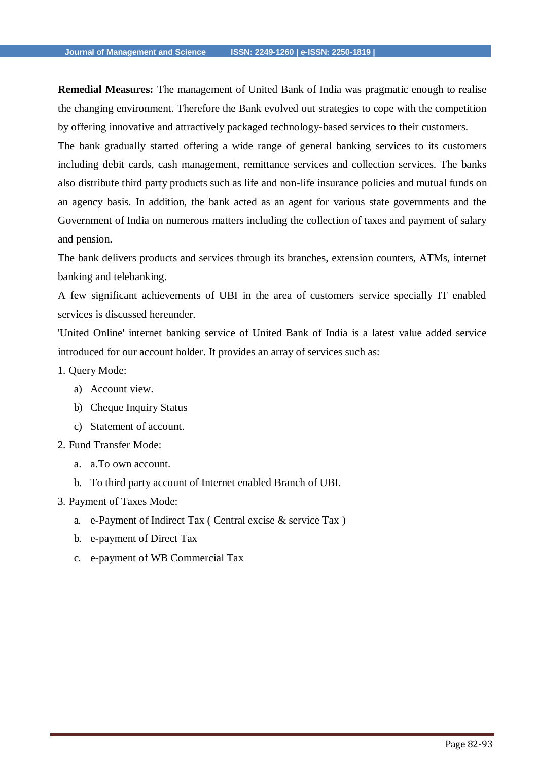**Remedial Measures:** The management of United Bank of India was pragmatic enough to realise the changing environment. Therefore the Bank evolved out strategies to cope with the competition by offering innovative and attractively packaged technology-based services to their customers.

The bank gradually started offering a wide range of general banking services to its customers including debit cards, cash management, remittance services and collection services. The banks also distribute third party products such as life and non-life insurance policies and mutual funds on an agency basis. In addition, the bank acted as an agent for various state governments and the Government of India on numerous matters including the collection of taxes and payment of salary and pension.

The bank delivers products and services through its branches, extension counters, ATMs, internet banking and telebanking.

A few significant achievements of UBI in the area of customers service specially IT enabled services is discussed hereunder.

'United Online' internet banking service of United Bank of India is a latest value added service introduced for our account holder. It provides an array of services such as:

1. Query Mode:
   a) Account view.
   b) Cheque Inquiry Status
   c) Statement of account.
2. Fund Transfer Mode:
   a. a.To own account.
   b. To third party account of Internet enabled Branch of UBI.
3. Payment of Taxes Mode:
   a. e-Payment of Indirect Tax ( Central excise & service Tax )
   b. e-payment of Direct Tax
   c. e-payment of WB Commercial Tax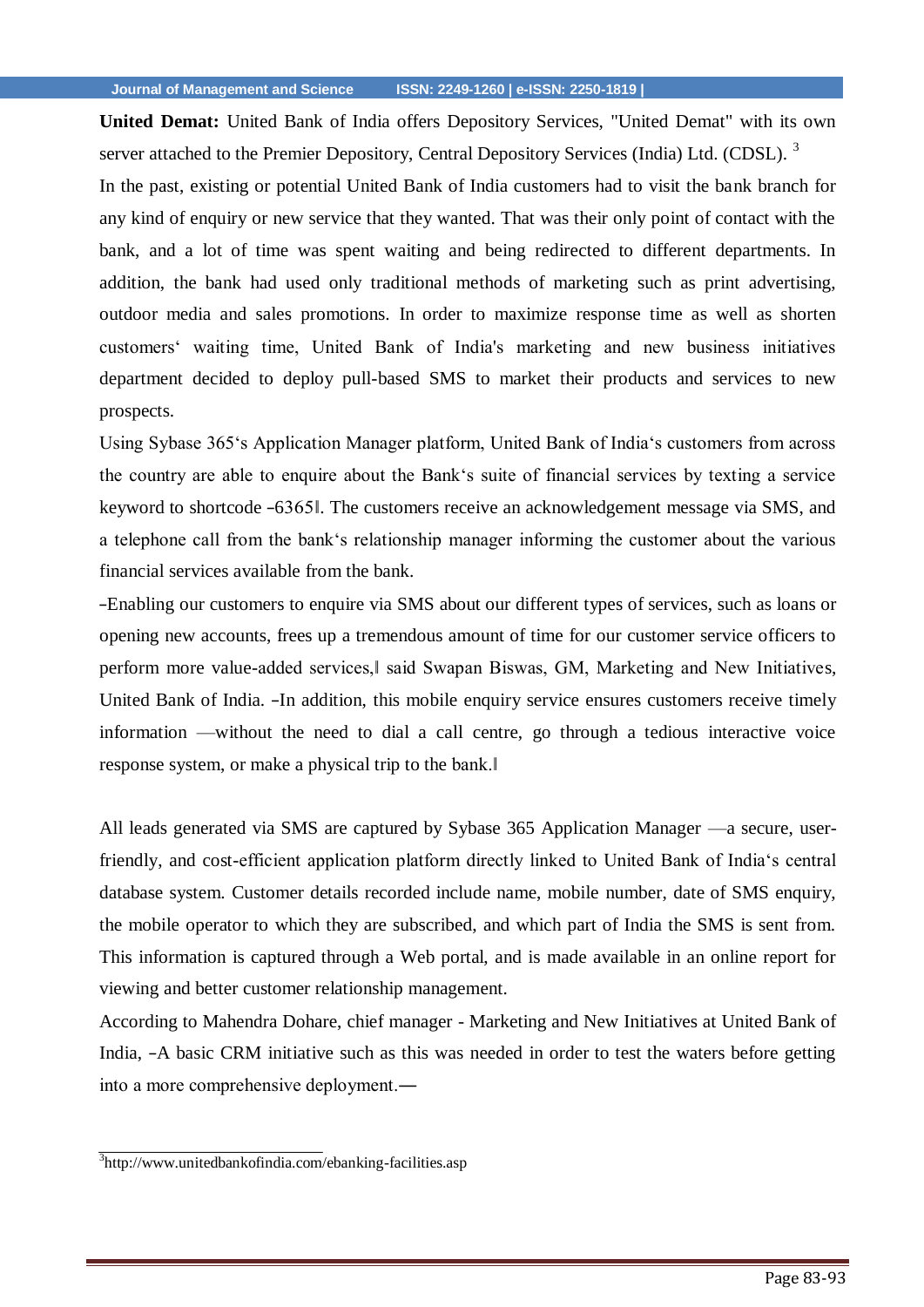**United Demat:** United Bank of India offers Depository Services, "United Demat" with its own server attached to the Premier Depository, Central Depository Services (India) Ltd. (CDSL). [3]

In the past, existing or potential United Bank of India customers had to visit the bank branch for any kind of enquiry or new service that they wanted. That was their only point of contact with the bank, and a lot of time was spent waiting and being redirected to different departments. In addition, the bank had used only traditional methods of marketing such as print advertising, outdoor media and sales promotions. In order to maximize response time as well as shorten customers' waiting time, United Bank of India's marketing and new business initiatives department decided to deploy pull-based SMS to market their products and services to new prospects.

Using Sybase 365's Application Manager platform, United Bank of India's customers from across the country are able to enquire about the Bank's suite of financial services by texting a service keyword to shortcode –6365‖. The customers receive an acknowledgement message via SMS, and a telephone call from the bank's relationship manager informing the customer about the various financial services available from the bank.

–Enabling our customers to enquire via SMS about our different types of services, such as loans or opening new accounts, frees up a tremendous amount of time for our customer service officers to perform more value-added services,‖ said Swapan Biswas, GM, Marketing and New Initiatives, United Bank of India. –In addition, this mobile enquiry service ensures customers receive timely information —without the need to dial a call centre, go through a tedious interactive voice response system, or make a physical trip to the bank.‖

All leads generated via SMS are captured by Sybase 365 Application Manager —a secure, user-friendly, and cost-efficient application platform directly linked to United Bank of India's central database system. Customer details recorded include name, mobile number, date of SMS enquiry, the mobile operator to which they are subscribed, and which part of India the SMS is sent from. This information is captured through a Web portal, and is made available in an online report for viewing and better customer relationship management.

According to Mahendra Dohare, chief manager - Marketing and New Initiatives at United Bank of India, –A basic CRM initiative such as this was needed in order to test the waters before getting into a more comprehensive deployment.―

[3] http://www.unitedbankofindia.com/ebanking-facilities.asp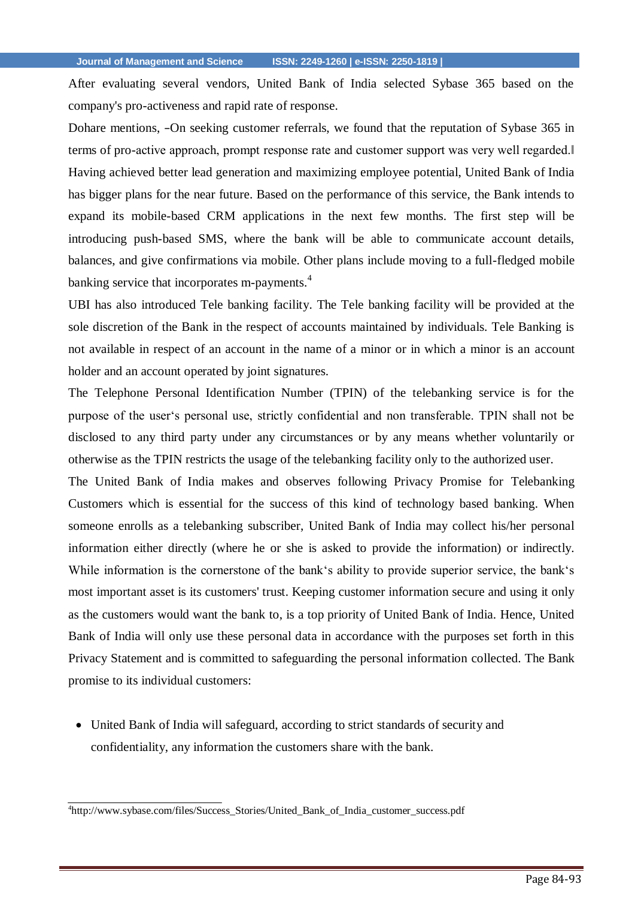After evaluating several vendors, United Bank of India selected Sybase 365 based on the company's pro-activeness and rapid rate of response.

Dohare mentions, –On seeking customer referrals, we found that the reputation of Sybase 365 in terms of pro-active approach, prompt response rate and customer support was very well regarded.‖ Having achieved better lead generation and maximizing employee potential, United Bank of India has bigger plans for the near future. Based on the performance of this service, the Bank intends to expand its mobile-based CRM applications in the next few months. The first step will be introducing push-based SMS, where the bank will be able to communicate account details, balances, and give confirmations via mobile. Other plans include moving to a full-fledged mobile banking service that incorporates m-payments.[4]

UBI has also introduced Tele banking facility. The Tele banking facility will be provided at the sole discretion of the Bank in the respect of accounts maintained by individuals. Tele Banking is not available in respect of an account in the name of a minor or in which a minor is an account holder and an account operated by joint signatures.

The Telephone Personal Identification Number (TPIN) of the telebanking service is for the purpose of the user‗s personal use, strictly confidential and non transferable. TPIN shall not be disclosed to any third party under any circumstances or by any means whether voluntarily or otherwise as the TPIN restricts the usage of the telebanking facility only to the authorized user.

The United Bank of India makes and observes following Privacy Promise for Telebanking Customers which is essential for the success of this kind of technology based banking. When someone enrolls as a telebanking subscriber, United Bank of India may collect his/her personal information either directly (where he or she is asked to provide the information) or indirectly. While information is the cornerstone of the bank‗s ability to provide superior service, the bank‗s most important asset is its customers' trust. Keeping customer information secure and using it only as the customers would want the bank to, is a top priority of United Bank of India. Hence, United Bank of India will only use these personal data in accordance with the purposes set forth in this Privacy Statement and is committed to safeguarding the personal information collected. The Bank promise to its individual customers:

- United Bank of India will safeguard, according to strict standards of security and confidentiality, any information the customers share with the bank.

---

[4] http://www.sybase.com/files/Success_Stories/United_Bank_of_India_customer_success.pdf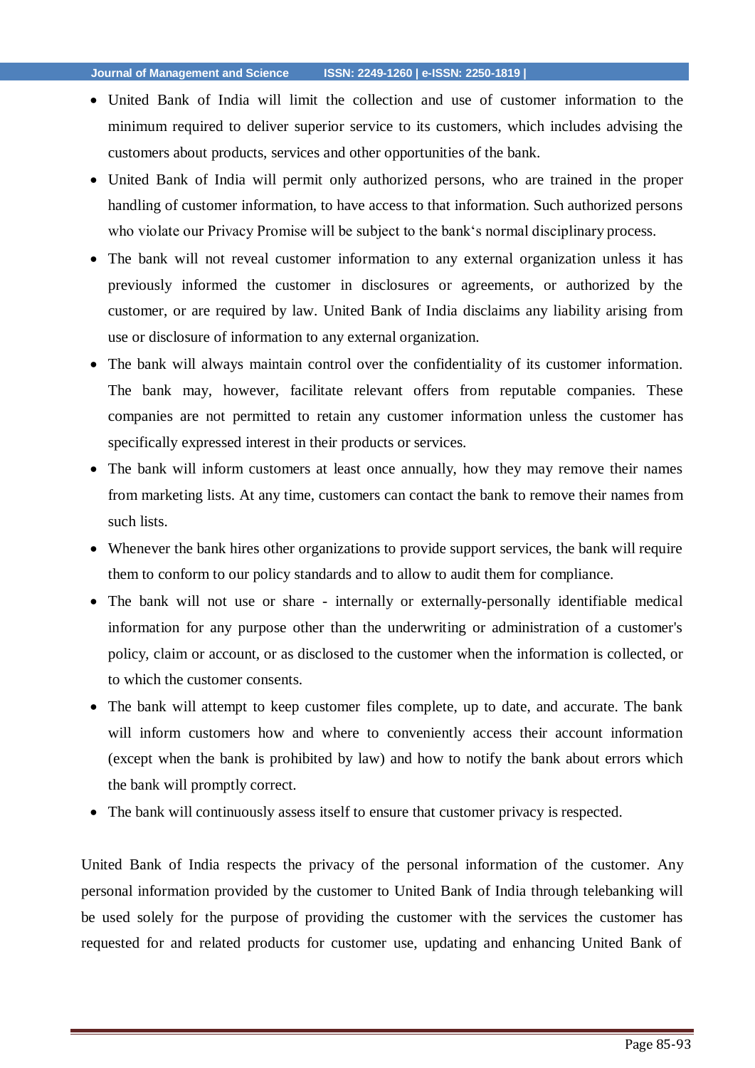- United Bank of India will limit the collection and use of customer information to the minimum required to deliver superior service to its customers, which includes advising the customers about products, services and other opportunities of the bank.
- United Bank of India will permit only authorized persons, who are trained in the proper handling of customer information, to have access to that information. Such authorized persons who violate our Privacy Promise will be subject to the bank's normal disciplinary process.
- The bank will not reveal customer information to any external organization unless it has previously informed the customer in disclosures or agreements, or authorized by the customer, or are required by law. United Bank of India disclaims any liability arising from use or disclosure of information to any external organization.
- The bank will always maintain control over the confidentiality of its customer information. The bank may, however, facilitate relevant offers from reputable companies. These companies are not permitted to retain any customer information unless the customer has specifically expressed interest in their products or services.
- The bank will inform customers at least once annually, how they may remove their names from marketing lists. At any time, customers can contact the bank to remove their names from such lists.
- Whenever the bank hires other organizations to provide support services, the bank will require them to conform to our policy standards and to allow to audit them for compliance.
- The bank will not use or share - internally or externally-personally identifiable medical information for any purpose other than the underwriting or administration of a customer's policy, claim or account, or as disclosed to the customer when the information is collected, or to which the customer consents.
- The bank will attempt to keep customer files complete, up to date, and accurate. The bank will inform customers how and where to conveniently access their account information (except when the bank is prohibited by law) and how to notify the bank about errors which the bank will promptly correct.
- The bank will continuously assess itself to ensure that customer privacy is respected.

United Bank of India respects the privacy of the personal information of the customer. Any personal information provided by the customer to United Bank of India through telebanking will be used solely for the purpose of providing the customer with the services the customer has requested for and related products for customer use, updating and enhancing United Bank of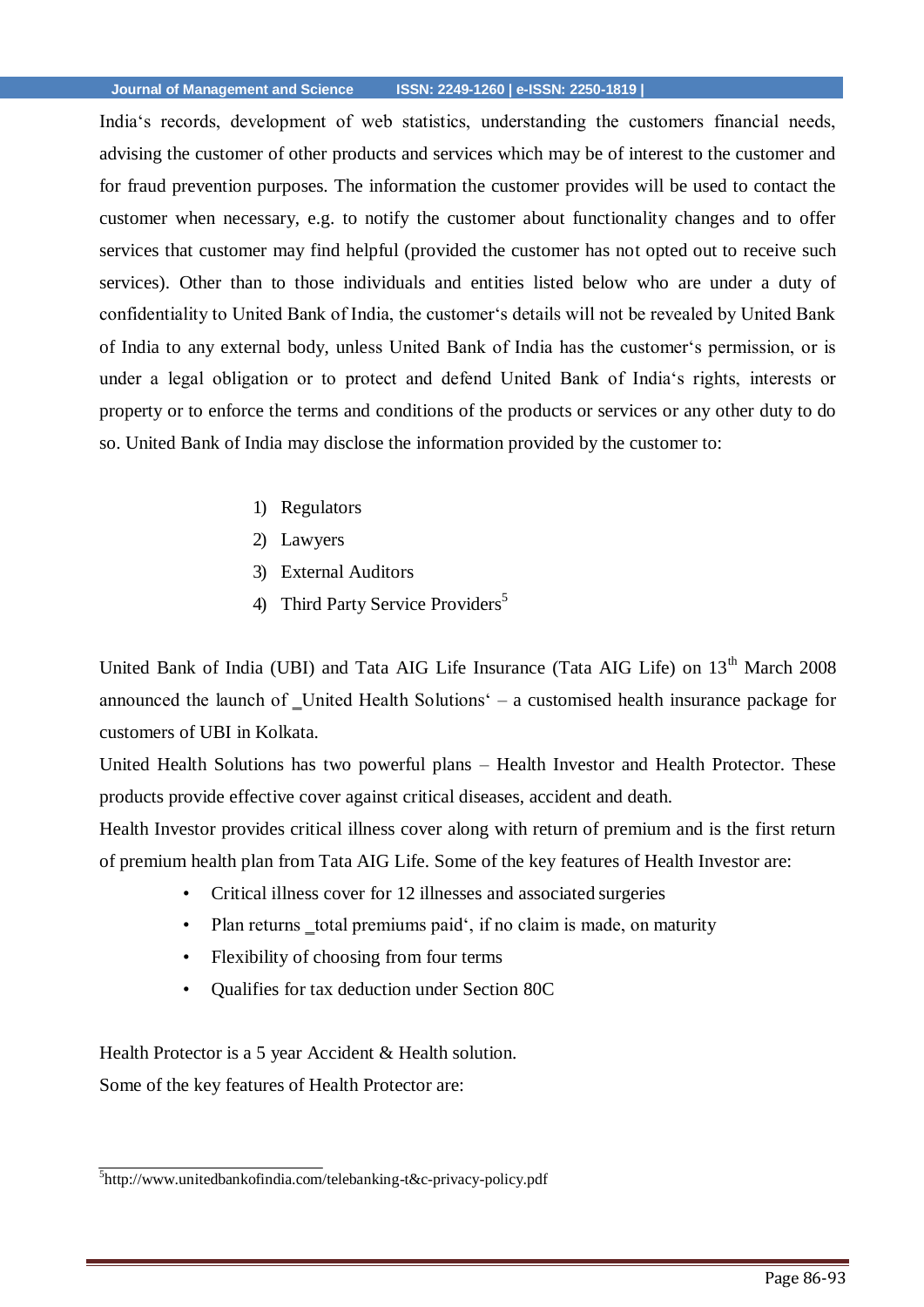India's records, development of web statistics, understanding the customers financial needs, advising the customer of other products and services which may be of interest to the customer and for fraud prevention purposes. The information the customer provides will be used to contact the customer when necessary, e.g. to notify the customer about functionality changes and to offer services that customer may find helpful (provided the customer has not opted out to receive such services). Other than to those individuals and entities listed below who are under a duty of confidentiality to United Bank of India, the customer's details will not be revealed by United Bank of India to any external body, unless United Bank of India has the customer's permission, or is under a legal obligation or to protect and defend United Bank of India's rights, interests or property or to enforce the terms and conditions of the products or services or any other duty to do so. United Bank of India may disclose the information provided by the customer to:

1) Regulators
2) Lawyers
3) External Auditors
4) Third Party Service Providers[5]

United Bank of India (UBI) and Tata AIG Life Insurance (Tata AIG Life) on 13th March 2008 announced the launch of _United Health Solutions' – a customised health insurance package for customers of UBI in Kolkata.

United Health Solutions has two powerful plans – Health Investor and Health Protector. These products provide effective cover against critical diseases, accident and death.

Health Investor provides critical illness cover along with return of premium and is the first return of premium health plan from Tata AIG Life. Some of the key features of Health Investor are:

- Critical illness cover for 12 illnesses and associated surgeries
- Plan returns _total premiums paid', if no claim is made, on maturity
- Flexibility of choosing from four terms
- Qualifies for tax deduction under Section 80C

Health Protector is a 5 year Accident & Health solution.

Some of the key features of Health Protector are:

[5] http://www.unitedbankofindia.com/telebanking-t&c-privacy-policy.pdf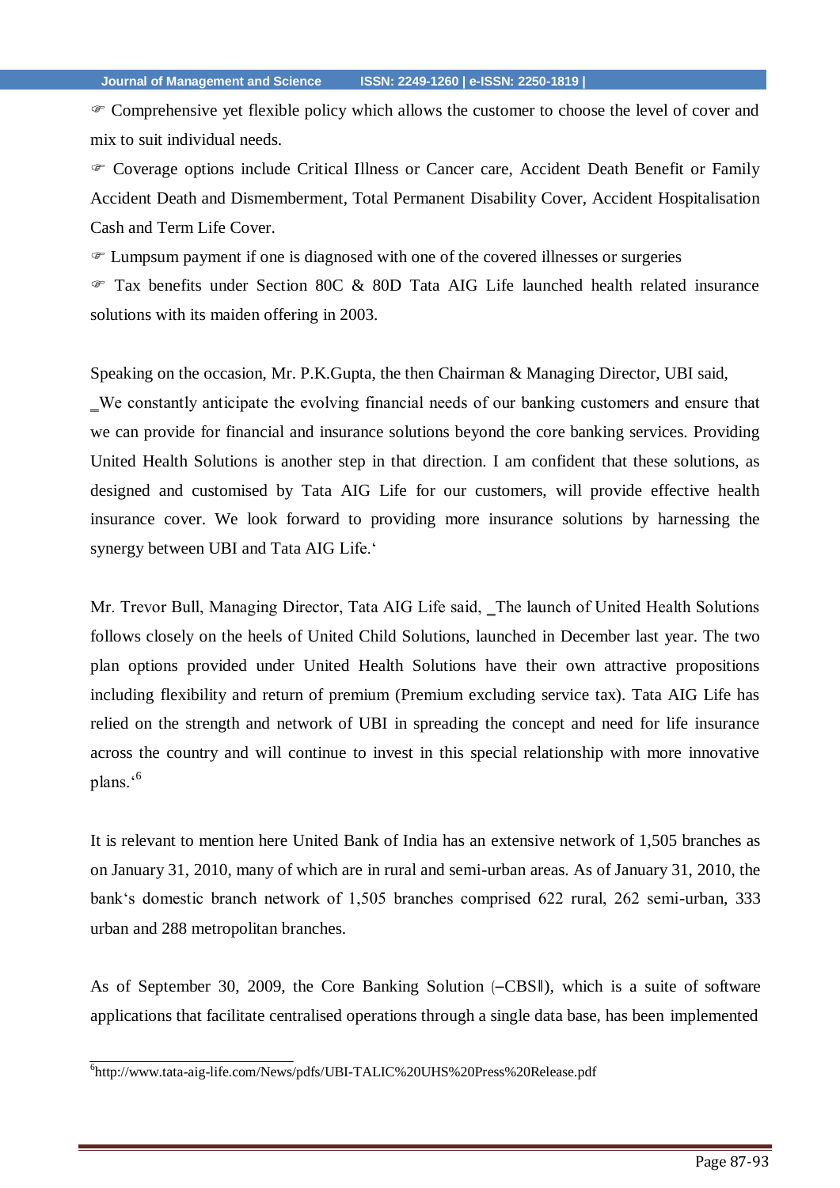☞ Comprehensive yet flexible policy which allows the customer to choose the level of cover and mix to suit individual needs.

☞ Coverage options include Critical Illness or Cancer care, Accident Death Benefit or Family Accident Death and Dismemberment, Total Permanent Disability Cover, Accident Hospitalisation Cash and Term Life Cover.

☞ Lumpsum payment if one is diagnosed with one of the covered illnesses or surgeries

☞ Tax benefits under Section 80C & 80D Tata AIG Life launched health related insurance solutions with its maiden offering in 2003.

Speaking on the occasion, Mr. P.K.Gupta, the then Chairman & Managing Director, UBI said, ‗We constantly anticipate the evolving financial needs of our banking customers and ensure that we can provide for financial and insurance solutions beyond the core banking services. Providing United Health Solutions is another step in that direction. I am confident that these solutions, as designed and customised by Tata AIG Life for our customers, will provide effective health insurance cover. We look forward to providing more insurance solutions by harnessing the synergy between UBI and Tata AIG Life.'

Mr. Trevor Bull, Managing Director, Tata AIG Life said, ‗The launch of United Health Solutions follows closely on the heels of United Child Solutions, launched in December last year. The two plan options provided under United Health Solutions have their own attractive propositions including flexibility and return of premium (Premium excluding service tax). Tata AIG Life has relied on the strength and network of UBI in spreading the concept and need for life insurance across the country and will continue to invest in this special relationship with more innovative plans.'[6]

It is relevant to mention here United Bank of India has an extensive network of 1,505 branches as on January 31, 2010, many of which are in rural and semi-urban areas. As of January 31, 2010, the bank's domestic branch network of 1,505 branches comprised 622 rural, 262 semi-urban, 333 urban and 288 metropolitan branches.

As of September 30, 2009, the Core Banking Solution (―CBS‖), which is a suite of software applications that facilitate centralised operations through a single data base, has been implemented

---

[6] http://www.tata-aig-life.com/News/pdfs/UBI-TALIC%20UHS%20Press%20Release.pdf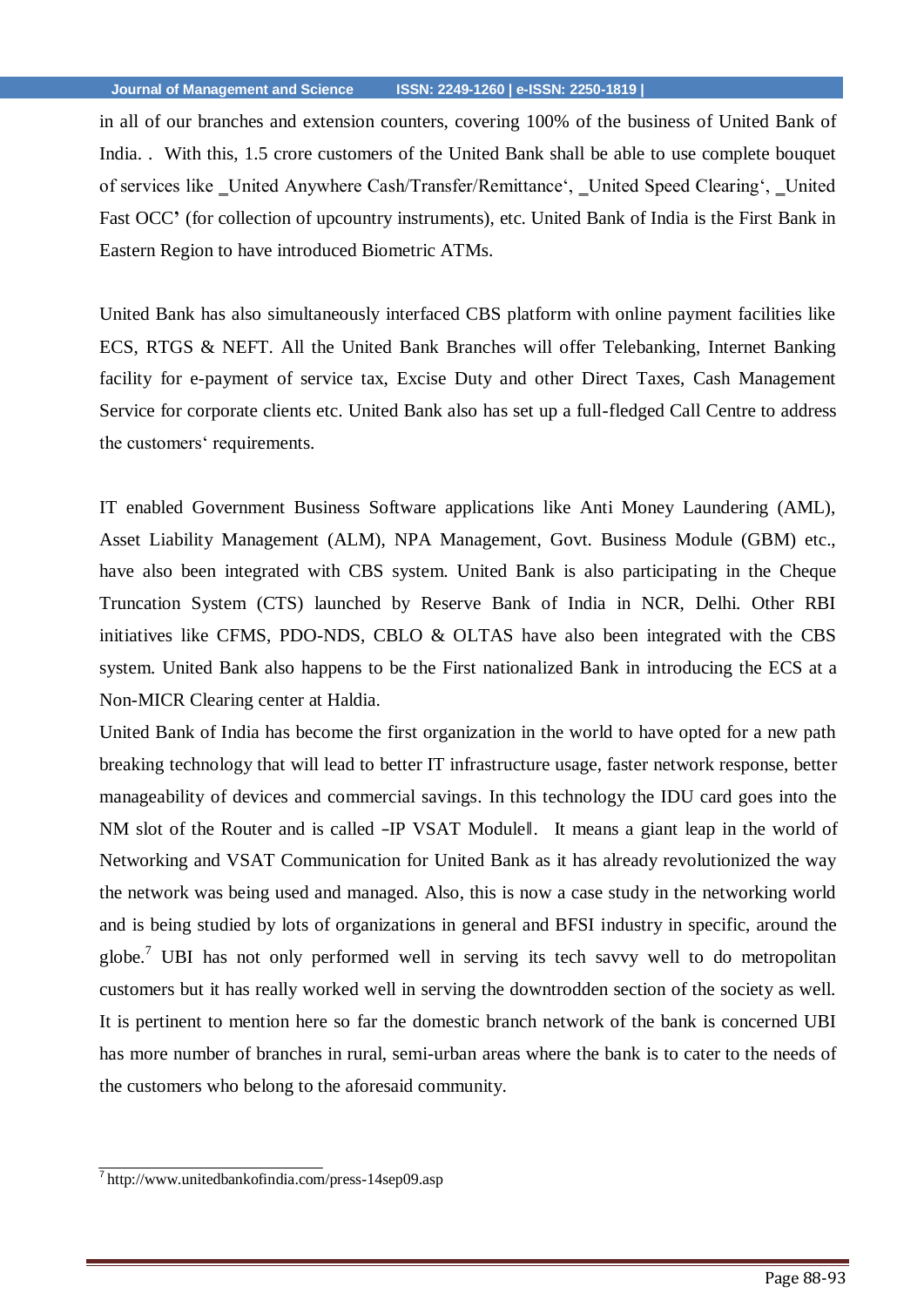in all of our branches and extension counters, covering 100% of the business of United Bank of India. .  With this, 1.5 crore customers of the United Bank shall be able to use complete bouquet of services like _United Anywhere Cash/Transfer/Remittance', _United Speed Clearing', _United Fast OCC' (for collection of upcountry instruments), etc. United Bank of India is the First Bank in Eastern Region to have introduced Biometric ATMs.

United Bank has also simultaneously interfaced CBS platform with online payment facilities like ECS, RTGS & NEFT. All the United Bank Branches will offer Telebanking, Internet Banking facility for e-payment of service tax, Excise Duty and other Direct Taxes, Cash Management Service for corporate clients etc. United Bank also has set up a full-fledged Call Centre to address the customers' requirements.

IT enabled Government Business Software applications like Anti Money Laundering (AML), Asset Liability Management (ALM), NPA Management, Govt. Business Module (GBM) etc., have also been integrated with CBS system. United Bank is also participating in the Cheque Truncation System (CTS) launched by Reserve Bank of India in NCR, Delhi. Other RBI initiatives like CFMS, PDO-NDS, CBLO & OLTAS have also been integrated with the CBS system. United Bank also happens to be the First nationalized Bank in introducing the ECS at a Non-MICR Clearing center at Haldia.
United Bank of India has become the first organization in the world to have opted for a new path breaking technology that will lead to better IT infrastructure usage, faster network response, better manageability of devices and commercial savings. In this technology the IDU card goes into the NM slot of the Router and is called –IP VSAT Module‖.  It means a giant leap in the world of Networking and VSAT Communication for United Bank as it has already revolutionized the way the network was being used and managed. Also, this is now a case study in the networking world and is being studied by lots of organizations in general and BFSI industry in specific, around the globe.[7] UBI has not only performed well in serving its tech savvy well to do metropolitan customers but it has really worked well in serving the downtrodden section of the society as well. It is pertinent to mention here so far the domestic branch network of the bank is concerned UBI has more number of branches in rural, semi-urban areas where the bank is to cater to the needs of the customers who belong to the aforesaid community.

---

[7] http://www.unitedbankofindia.com/press-14sep09.asp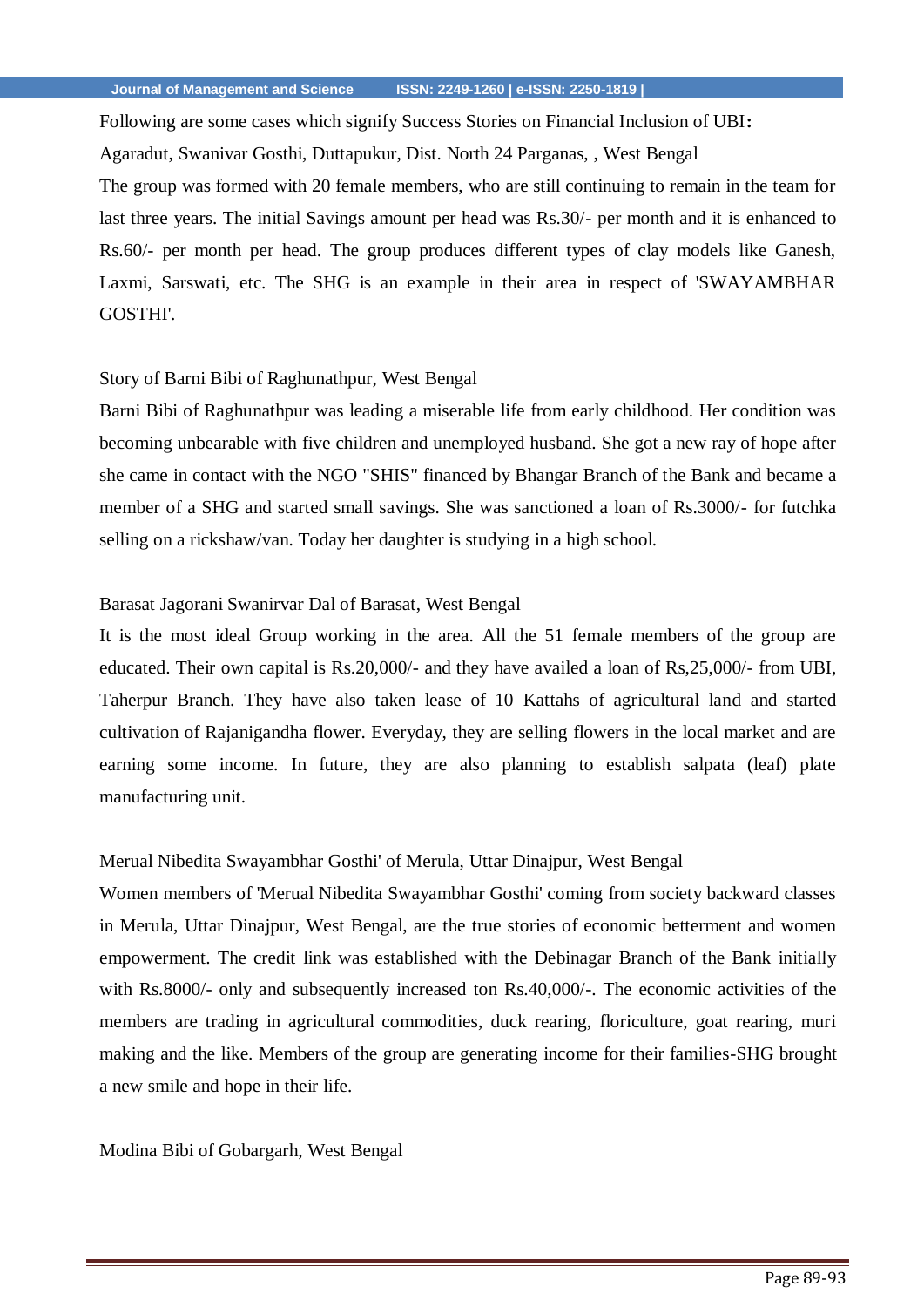Following are some cases which signify Success Stories on Financial Inclusion of UBI**:**

Agaradut, Swanivar Gosthi, Duttapukur, Dist. North 24 Parganas, , West Bengal

The group was formed with 20 female members, who are still continuing to remain in the team for last three years. The initial Savings amount per head was Rs.30/- per month and it is enhanced to Rs.60/- per month per head. The group produces different types of clay models like Ganesh, Laxmi, Sarswati, etc. The SHG is an example in their area in respect of 'SWAYAMBHAR GOSTHI'.

Story of Barni Bibi of Raghunathpur, West Bengal

Barni Bibi of Raghunathpur was leading a miserable life from early childhood. Her condition was becoming unbearable with five children and unemployed husband. She got a new ray of hope after she came in contact with the NGO "SHIS" financed by Bhangar Branch of the Bank and became a member of a SHG and started small savings. She was sanctioned a loan of Rs.3000/- for futchka selling on a rickshaw/van. Today her daughter is studying in a high school.

Barasat Jagorani Swanirvar Dal of Barasat, West Bengal

It is the most ideal Group working in the area. All the 51 female members of the group are educated. Their own capital is Rs.20,000/- and they have availed a loan of Rs,25,000/- from UBI, Taherpur Branch. They have also taken lease of 10 Kattahs of agricultural land and started cultivation of Rajanigandha flower. Everyday, they are selling flowers in the local market and are earning some income. In future, they are also planning to establish salpata (leaf) plate manufacturing unit.

Merual Nibedita Swayambhar Gosthi' of Merula, Uttar Dinajpur, West Bengal

Women members of 'Merual Nibedita Swayambhar Gosthi' coming from society backward classes in Merula, Uttar Dinajpur, West Bengal, are the true stories of economic betterment and women empowerment. The credit link was established with the Debinagar Branch of the Bank initially with Rs.8000/- only and subsequently increased ton Rs.40,000/-. The economic activities of the members are trading in agricultural commodities, duck rearing, floriculture, goat rearing, muri making and the like. Members of the group are generating income for their families-SHG brought a new smile and hope in their life.

Modina Bibi of Gobargarh, West Bengal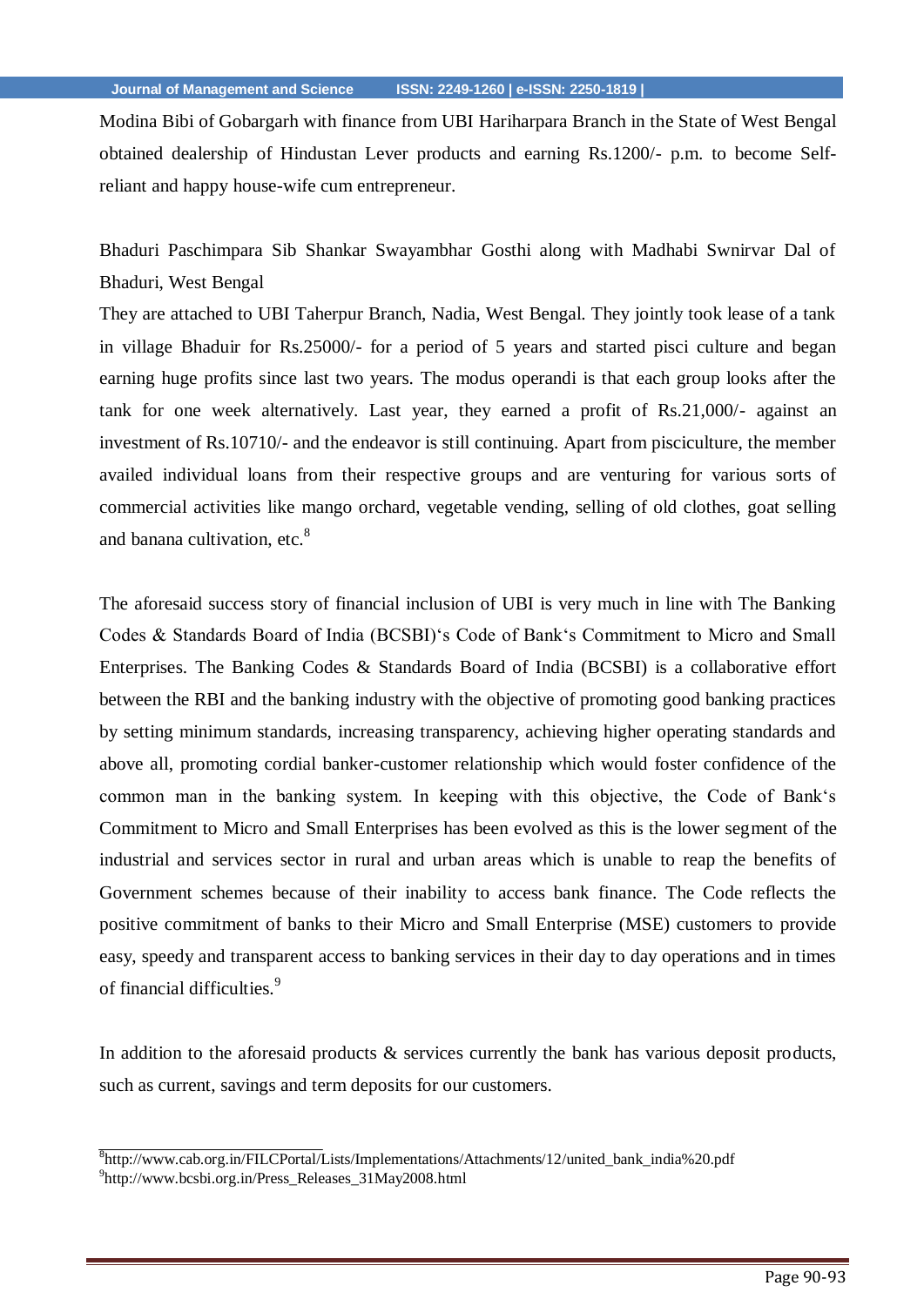Modina Bibi of Gobargarh with finance from UBI Hariharpara Branch in the State of West Bengal obtained dealership of Hindustan Lever products and earning Rs.1200/- p.m. to become Self-reliant and happy house-wife cum entrepreneur.

Bhaduri Paschimpara Sib Shankar Swayambhar Gosthi along with Madhabi Swnirvar Dal of Bhaduri, West Bengal

They are attached to UBI Taherpur Branch, Nadia, West Bengal. They jointly took lease of a tank in village Bhaduir for Rs.25000/- for a period of 5 years and started pisci culture and began earning huge profits since last two years. The modus operandi is that each group looks after the tank for one week alternatively. Last year, they earned a profit of Rs.21,000/- against an investment of Rs.10710/- and the endeavor is still continuing. Apart from pisciculture, the member availed individual loans from their respective groups and are venturing for various sorts of commercial activities like mango orchard, vegetable vending, selling of old clothes, goat selling and banana cultivation, etc.[8]

The aforesaid success story of financial inclusion of UBI is very much in line with The Banking Codes & Standards Board of India (BCSBI)'s Code of Bank's Commitment to Micro and Small Enterprises. The Banking Codes & Standards Board of India (BCSBI) is a collaborative effort between the RBI and the banking industry with the objective of promoting good banking practices by setting minimum standards, increasing transparency, achieving higher operating standards and above all, promoting cordial banker-customer relationship which would foster confidence of the common man in the banking system. In keeping with this objective, the Code of Bank's Commitment to Micro and Small Enterprises has been evolved as this is the lower segment of the industrial and services sector in rural and urban areas which is unable to reap the benefits of Government schemes because of their inability to access bank finance. The Code reflects the positive commitment of banks to their Micro and Small Enterprise (MSE) customers to provide easy, speedy and transparent access to banking services in their day to day operations and in times of financial difficulties.[9]

In addition to the aforesaid products & services currently the bank has various deposit products, such as current, savings and term deposits for our customers.

---

[8]http://www.cab.org.in/FILCPortal/Lists/Implementations/Attachments/12/united_bank_india%20.pdf

[9]http://www.bcsbi.org.in/Press_Releases_31May2008.html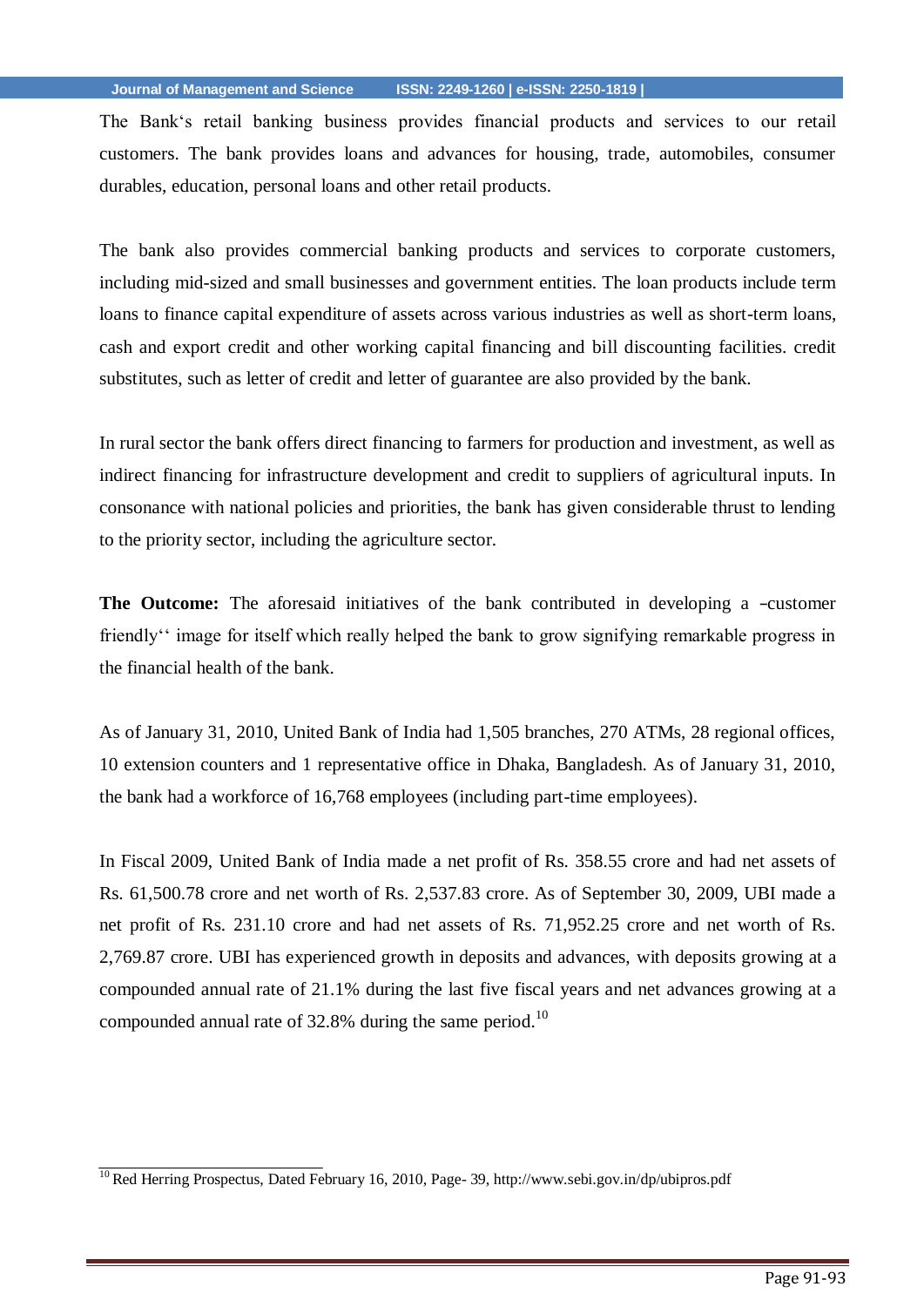The Bank's retail banking business provides financial products and services to our retail customers. The bank provides loans and advances for housing, trade, automobiles, consumer durables, education, personal loans and other retail products.

The bank also provides commercial banking products and services to corporate customers, including mid-sized and small businesses and government entities. The loan products include term loans to finance capital expenditure of assets across various industries as well as short-term loans, cash and export credit and other working capital financing and bill discounting facilities. credit substitutes, such as letter of credit and letter of guarantee are also provided by the bank.

In rural sector the bank offers direct financing to farmers for production and investment, as well as indirect financing for infrastructure development and credit to suppliers of agricultural inputs. In consonance with national policies and priorities, the bank has given considerable thrust to lending to the priority sector, including the agriculture sector.

**The Outcome:** The aforesaid initiatives of the bank contributed in developing a –customer friendly'' image for itself which really helped the bank to grow signifying remarkable progress in the financial health of the bank.

As of January 31, 2010, United Bank of India had 1,505 branches, 270 ATMs, 28 regional offices, 10 extension counters and 1 representative office in Dhaka, Bangladesh. As of January 31, 2010, the bank had a workforce of 16,768 employees (including part-time employees).

In Fiscal 2009, United Bank of India made a net profit of Rs. 358.55 crore and had net assets of Rs. 61,500.78 crore and net worth of Rs. 2,537.83 crore. As of September 30, 2009, UBI made a net profit of Rs. 231.10 crore and had net assets of Rs. 71,952.25 crore and net worth of Rs. 2,769.87 crore. UBI has experienced growth in deposits and advances, with deposits growing at a compounded annual rate of 21.1% during the last five fiscal years and net advances growing at a compounded annual rate of 32.8% during the same period.[10]

---

[10] Red Herring Prospectus, Dated February 16, 2010, Page- 39, http://www.sebi.gov.in/dp/ubipros.pdf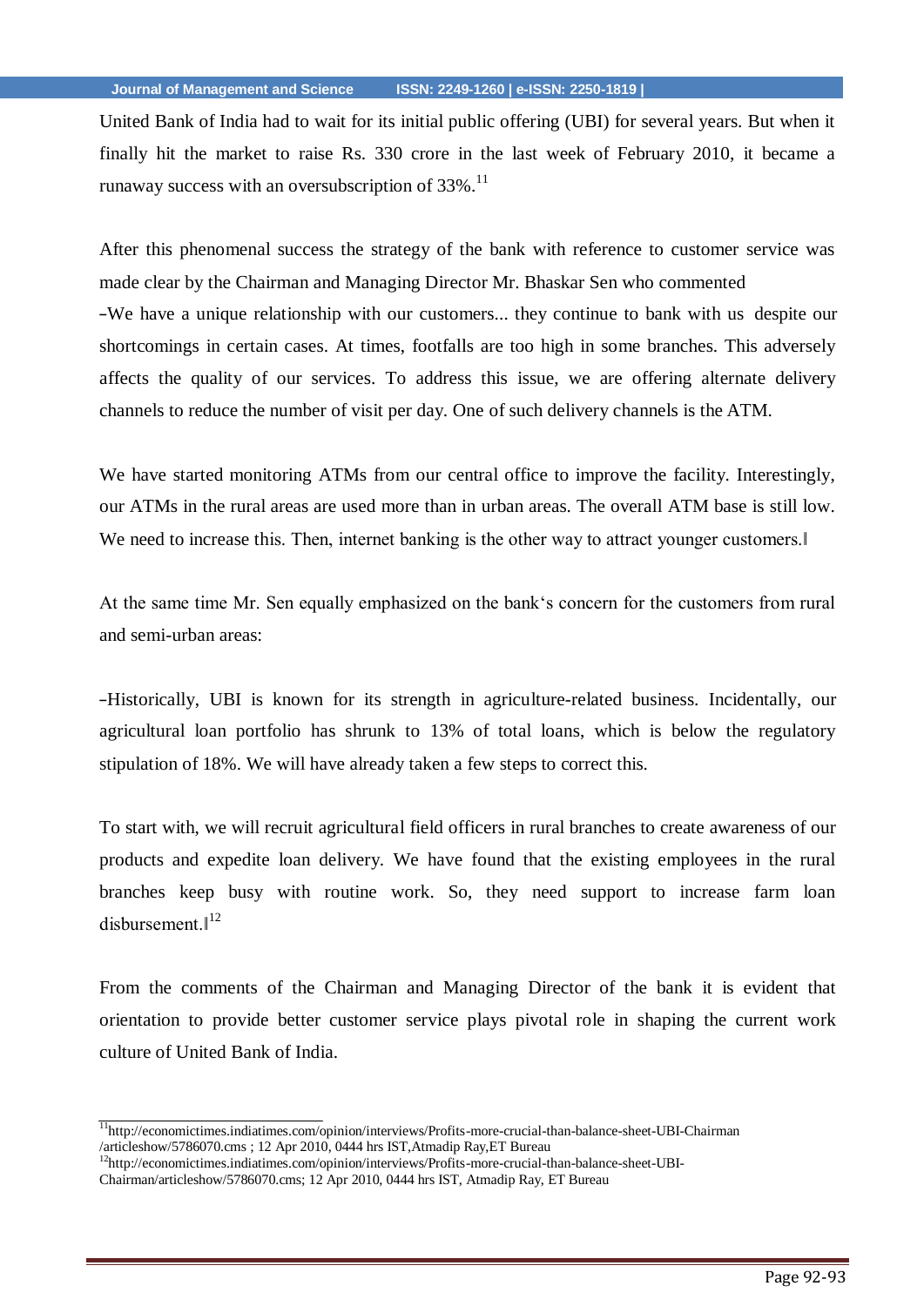United Bank of India had to wait for its initial public offering (UBI) for several years. But when it finally hit the market to raise Rs. 330 crore in the last week of February 2010, it became a runaway success with an oversubscription of 33%.[11]

After this phenomenal success the strategy of the bank with reference to customer service was made clear by the Chairman and Managing Director Mr. Bhaskar Sen who commented –We have a unique relationship with our customers... they continue to bank with us despite our shortcomings in certain cases. At times, footfalls are too high in some branches. This adversely affects the quality of our services. To address this issue, we are offering alternate delivery channels to reduce the number of visit per day. One of such delivery channels is the ATM.

We have started monitoring ATMs from our central office to improve the facility. Interestingly, our ATMs in the rural areas are used more than in urban areas. The overall ATM base is still low. We need to increase this. Then, internet banking is the other way to attract younger customers.‖

At the same time Mr. Sen equally emphasized on the bank's concern for the customers from rural and semi-urban areas:

–Historically, UBI is known for its strength in agriculture-related business. Incidentally, our agricultural loan portfolio has shrunk to 13% of total loans, which is below the regulatory stipulation of 18%. We will have already taken a few steps to correct this.

To start with, we will recruit agricultural field officers in rural branches to create awareness of our products and expedite loan delivery. We have found that the existing employees in the rural branches keep busy with routine work. So, they need support to increase farm loan disbursement.‖[12]

From the comments of the Chairman and Managing Director of the bank it is evident that orientation to provide better customer service plays pivotal role in shaping the current work culture of United Bank of India.

---

[11] http://economictimes.indiatimes.com/opinion/interviews/Profits-more-crucial-than-balance-sheet-UBI-Chairman /articleshow/5786070.cms ; 12 Apr 2010, 0444 hrs IST,Atmadip Ray,ET Bureau

[12] http://economictimes.indiatimes.com/opinion/interviews/Profits-more-crucial-than-balance-sheet-UBI-Chairman/articleshow/5786070.cms; 12 Apr 2010, 0444 hrs IST, Atmadip Ray, ET Bureau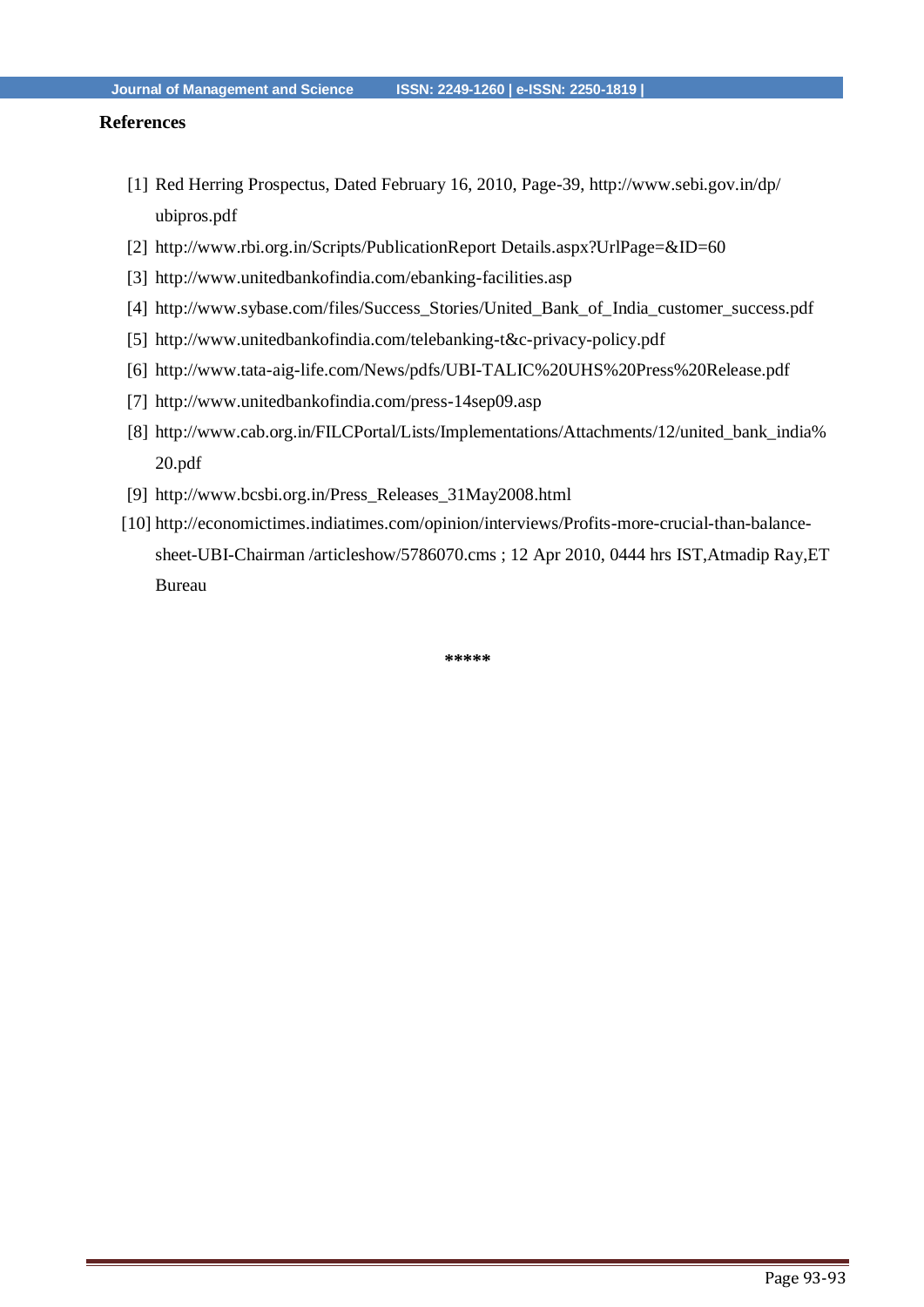## References

[1] Red Herring Prospectus, Dated February 16, 2010, Page-39, http://www.sebi.gov.in/dp/ubipros.pdf

[2] http://www.rbi.org.in/Scripts/PublicationReport Details.aspx?UrlPage=&ID=60

[3] http://www.unitedbankofindia.com/ebanking-facilities.asp

[4] http://www.sybase.com/files/Success_Stories/United_Bank_of_India_customer_success.pdf

[5] http://www.unitedbankofindia.com/telebanking-t&c-privacy-policy.pdf

[6] http://www.tata-aig-life.com/News/pdfs/UBI-TALIC%20UHS%20Press%20Release.pdf

[7] http://www.unitedbankofindia.com/press-14sep09.asp

[8] http://www.cab.org.in/FILCPortal/Lists/Implementations/Attachments/12/united_bank_india%20.pdf

[9] http://www.bcsbi.org.in/Press_Releases_31May2008.html

[10] http://economictimes.indiatimes.com/opinion/interviews/Profits-more-crucial-than-balance-sheet-UBI-Chairman /articleshow/5786070.cms ; 12 Apr 2010, 0444 hrs IST,Atmadip Ray,ET Bureau

*****